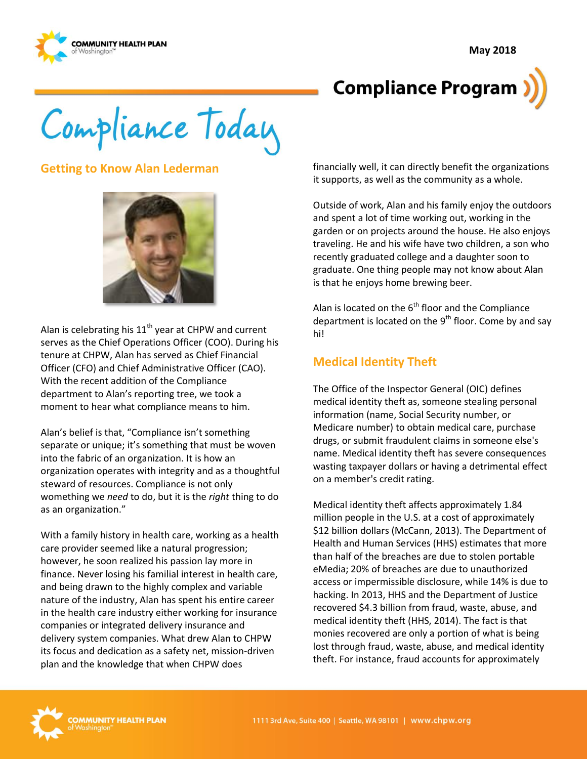May 2018

# Compliance Program

# Compliance Today

## Getting to Know Alan Lederman

Alan is celebrating his 11th year at CHPW and current serves as the Chief Operations Officer (COO). During his tenure at CHPW, Alan has served as Chief Financial Officer (CFO) and Chief Administrative Officer (CAO). With the recent addition of the Compliance department to Alan's reporting tree, we took a moment to hear what compliance means to him.

Alan's belief is that, "Compliance isn't something separate or unique; it's something that must be woven into the fabric of an organization. It is how an organization operates with integrity and as a thoughtful steward of resources. Compliance is not only something we *need* to do, but it is the *right* thing to do as an organization."

With a family history in health care, working as a health care provider seemed like a natural progression; however, he soon realized his passion lay more in finance. Never losing his familial interest in health care, and being drawn to the highly complex and variable nature of the industry, Alan has spent his entire career in the health care industry either working for insurance companies or integrated delivery insurance and delivery system companies. What drew Alan to CHPW its focus and dedication as a safety net, mission-driven plan and the knowledge that when CHPW does financially well, it can directly benefit the organizations it supports, as well as the community as a whole.

Outside of work, Alan and his family enjoy the outdoors and spent a lot of time working out, working in the garden or on projects around the house. He also enjoys traveling. He and his wife have two children, a son who recently graduated college and a daughter soon to graduate. One thing people may not know about Alan is that he enjoys home brewing beer.

Alan is located on the 6th floor and the Compliance department is located on the 9th floor. Come by and say hi!

## Medical Identity Theft

The Office of the Inspector General (OIC) defines medical identity theft as, someone stealing personal information (name, Social Security number, or Medicare number) to obtain medical care, purchase drugs, or submit fraudulent claims in someone else's name. Medical identity theft has severe consequences wasting taxpayer dollars or having a detrimental effect on a member's credit rating.

Medical identity theft affects approximately 1.84 million people in the U.S. at a cost of approximately $12 billion dollars (McCann, 2013). The Department of Health and Human Services (HHS) estimates that more than half of the breaches are due to stolen portable eMedia; 20% of breaches are due to unauthorized access or impermissible disclosure, while 14% is due to hacking. In 2013, HHS and the Department of Justice recovered $4.3 billion from fraud, waste, abuse, and medical identity theft (HHS, 2014). The fact is that monies recovered are only a portion of what is being lost through fraud, waste, abuse, and medical identity theft. For instance, fraud accounts for approximately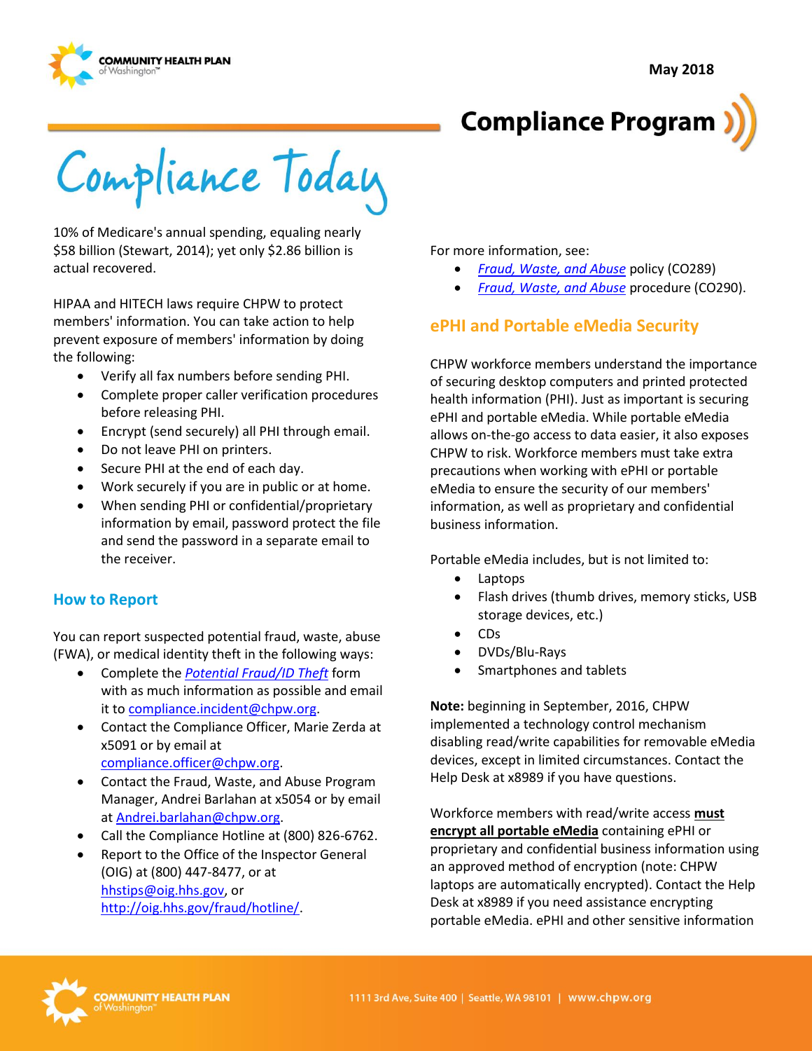# Compliance Program

## Compliance Today

10% of Medicare's annual spending, equaling nearly $58 billion (Stewart, 2014); yet only $2.86 billion is actual recovered.

HIPAA and HITECH laws require CHPW to protect members' information. You can take action to help prevent exposure of members' information by doing the following:

- Verify all fax numbers before sending PHI.
- Complete proper caller verification procedures before releasing PHI.
- Encrypt (send securely) all PHI through email.
- Do not leave PHI on printers.
- Secure PHI at the end of each day.
- Work securely if you are in public or at home.
- When sending PHI or confidential/proprietary information by email, password protect the file and send the password in a separate email to the receiver.

### How to Report

You can report suspected potential fraud, waste, abuse (FWA), or medical identity theft in the following ways:

- Complete the *Potential Fraud/ID Theft* form with as much information as possible and email it to compliance.incident@chpw.org.
- Contact the Compliance Officer, Marie Zerda at x5091 or by email at compliance.officer@chpw.org.
- Contact the Fraud, Waste, and Abuse Program Manager, Andrei Barlahan at x5054 or by email at Andrei.barlahan@chpw.org.
- Call the Compliance Hotline at (800) 826-6762.
- Report to the Office of the Inspector General (OIG) at (800) 447-8477, or at hhstips@oig.hhs.gov, or http://oig.hhs.gov/fraud/hotline/.

For more information, see:

- *Fraud, Waste, and Abuse* policy (CO289)
- *Fraud, Waste, and Abuse* procedure (CO290).

### ePHI and Portable eMedia Security

CHPW workforce members understand the importance of securing desktop computers and printed protected health information (PHI). Just as important is securing ePHI and portable eMedia. While portable eMedia allows on-the-go access to data easier, it also exposes CHPW to risk. Workforce members must take extra precautions when working with ePHI or portable eMedia to ensure the security of our members' information, as well as proprietary and confidential business information.

Portable eMedia includes, but is not limited to:

- Laptops
- Flash drives (thumb drives, memory sticks, USB storage devices, etc.)
- CDs
- DVDs/Blu-Rays
- Smartphones and tablets

**Note:** beginning in September, 2016, CHPW implemented a technology control mechanism disabling read/write capabilities for removable eMedia devices, except in limited circumstances. Contact the Help Desk at x8989 if you have questions.

Workforce members with read/write access **must encrypt all portable eMedia** containing ePHI or proprietary and confidential business information using an approved method of encryption (note: CHPW laptops are automatically encrypted). Contact the Help Desk at x8989 if you need assistance encrypting portable eMedia. ePHI and other sensitive information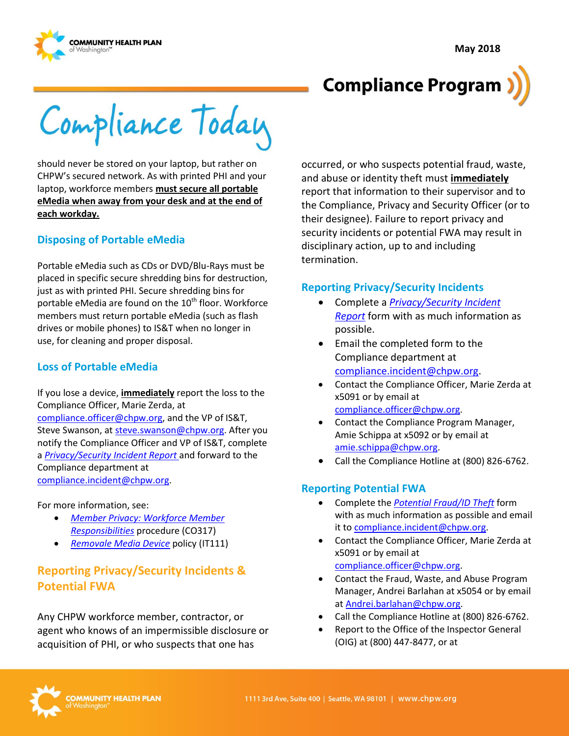should never be stored on your laptop, but rather on CHPW's secured network. As with printed PHI and your laptop, workforce members **must secure all portable eMedia when away from your desk and at the end of each workday.**

### Disposing of Portable eMedia

Portable eMedia such as CDs or DVD/Blu-Rays must be placed in specific secure shredding bins for destruction, just as with printed PHI. Secure shredding bins for portable eMedia are found on the 10th floor. Workforce members must return portable eMedia (such as flash drives or mobile phones) to IS&T when no longer in use, for cleaning and proper disposal.

### Loss of Portable eMedia

If you lose a device, **immediately** report the loss to the Compliance Officer, Marie Zerda, at compliance.officer@chpw.org, and the VP of IS&T, Steve Swanson, at steve.swanson@chpw.org. After you notify the Compliance Officer and VP of IS&T, complete a *Privacy/Security Incident Report* and forward to the Compliance department at compliance.incident@chpw.org.

For more information, see:

- *Member Privacy: Workforce Member Responsibilities* procedure (CO317)
- *Removale Media Device* policy (IT111)

## Reporting Privacy/Security Incidents & Potential FWA

Any CHPW workforce member, contractor, or agent who knows of an impermissible disclosure or acquisition of PHI, or who suspects that one has occurred, or who suspects potential fraud, waste, and abuse or identity theft must **immediately** report that information to their supervisor and to the Compliance, Privacy and Security Officer (or to their designee). Failure to report privacy and security incidents or potential FWA may result in disciplinary action, up to and including termination.

### Reporting Privacy/Security Incidents

- Complete a *Privacy/Security Incident Report* form with as much information as possible.
- Email the completed form to the Compliance department at compliance.incident@chpw.org.
- Contact the Compliance Officer, Marie Zerda at x5091 or by email at compliance.officer@chpw.org.
- Contact the Compliance Program Manager, Amie Schippa at x5092 or by email at amie.schippa@chpw.org.
- Call the Compliance Hotline at (800) 826-6762.

### Reporting Potential FWA

- Complete the *Potential Fraud/ID Theft* form with as much information as possible and email it to compliance.incident@chpw.org.
- Contact the Compliance Officer, Marie Zerda at x5091 or by email at compliance.officer@chpw.org.
- Contact the Fraud, Waste, and Abuse Program Manager, Andrei Barlahan at x5054 or by email at Andrei.barlahan@chpw.org.
- Call the Compliance Hotline at (800) 826-6762.
- Report to the Office of the Inspector General (OIG) at (800) 447-8477, or at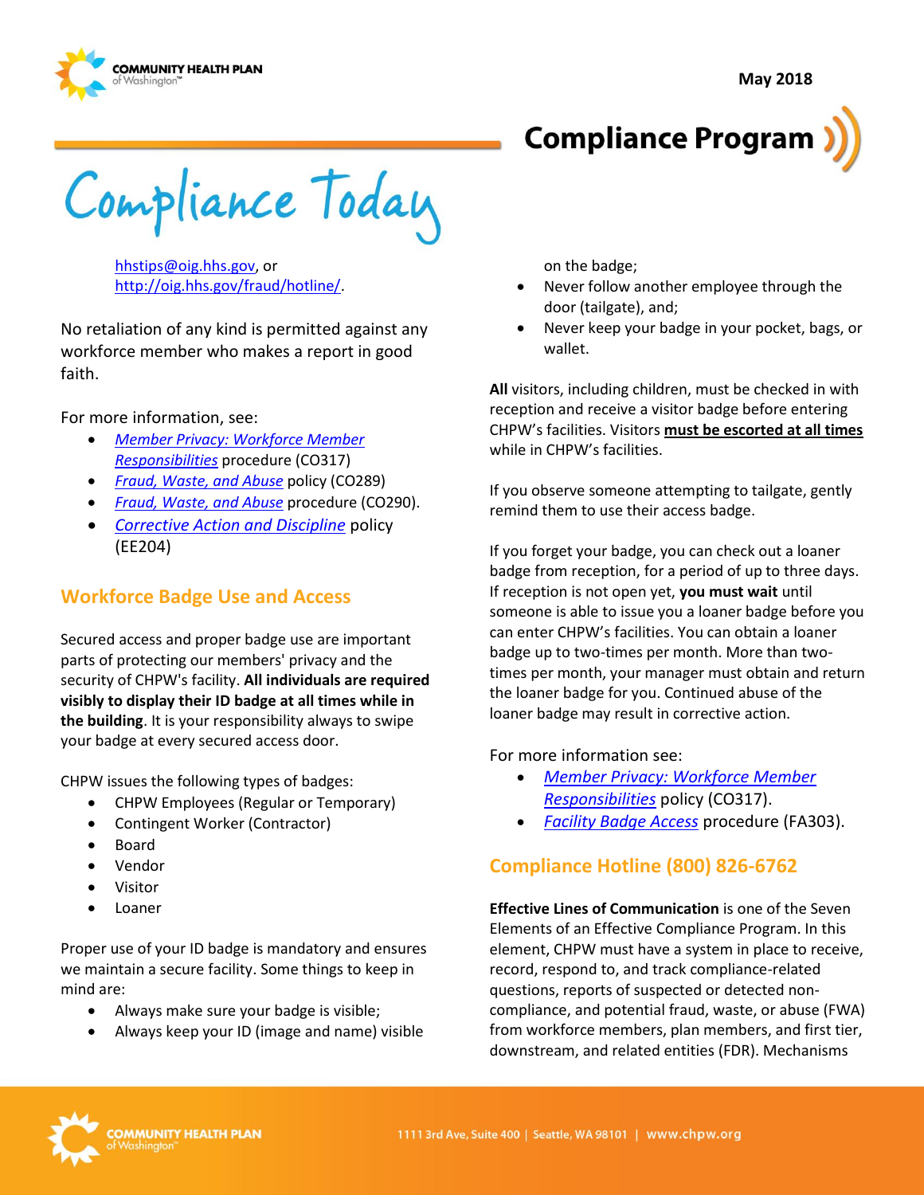hhstips@oig.hhs.gov, or http://oig.hhs.gov/fraud/hotline/.

No retaliation of any kind is permitted against any workforce member who makes a report in good faith.

For more information, see:

- *Member Privacy: Workforce Member Responsibilities* procedure (CO317)
- *Fraud, Waste, and Abuse* policy (CO289)
- *Fraud, Waste, and Abuse* procedure (CO290).
- *Corrective Action and Discipline* policy (EE204)

## Workforce Badge Use and Access

Secured access and proper badge use are important parts of protecting our members' privacy and the security of CHPW's facility. **All individuals are required visibly to display their ID badge at all times while in the building**. It is your responsibility always to swipe your badge at every secured access door.

CHPW issues the following types of badges:

- CHPW Employees (Regular or Temporary)
- Contingent Worker (Contractor)
- Board
- Vendor
- Visitor
- Loaner

Proper use of your ID badge is mandatory and ensures we maintain a secure facility. Some things to keep in mind are:

- Always make sure your badge is visible;
- Always keep your ID (image and name) visible on the badge;
- Never follow another employee through the door (tailgate), and;
- Never keep your badge in your pocket, bags, or wallet.

**All** visitors, including children, must be checked in with reception and receive a visitor badge before entering CHPW's facilities. Visitors **must be escorted at all times** while in CHPW's facilities.

If you observe someone attempting to tailgate, gently remind them to use their access badge.

If you forget your badge, you can check out a loaner badge from reception, for a period of up to three days. If reception is not open yet, **you must wait** until someone is able to issue you a loaner badge before you can enter CHPW's facilities. You can obtain a loaner badge up to two-times per month. More than two-times per month, your manager must obtain and return the loaner badge for you. Continued abuse of the loaner badge may result in corrective action.

For more information see:

- *Member Privacy: Workforce Member Responsibilities* policy (CO317).
- *Facility Badge Access* procedure (FA303).

## Compliance Hotline (800) 826-6762

**Effective Lines of Communication** is one of the Seven Elements of an Effective Compliance Program. In this element, CHPW must have a system in place to receive, record, respond to, and track compliance-related questions, reports of suspected or detected non-compliance, and potential fraud, waste, or abuse (FWA) from workforce members, plan members, and first tier, downstream, and related entities (FDR). Mechanisms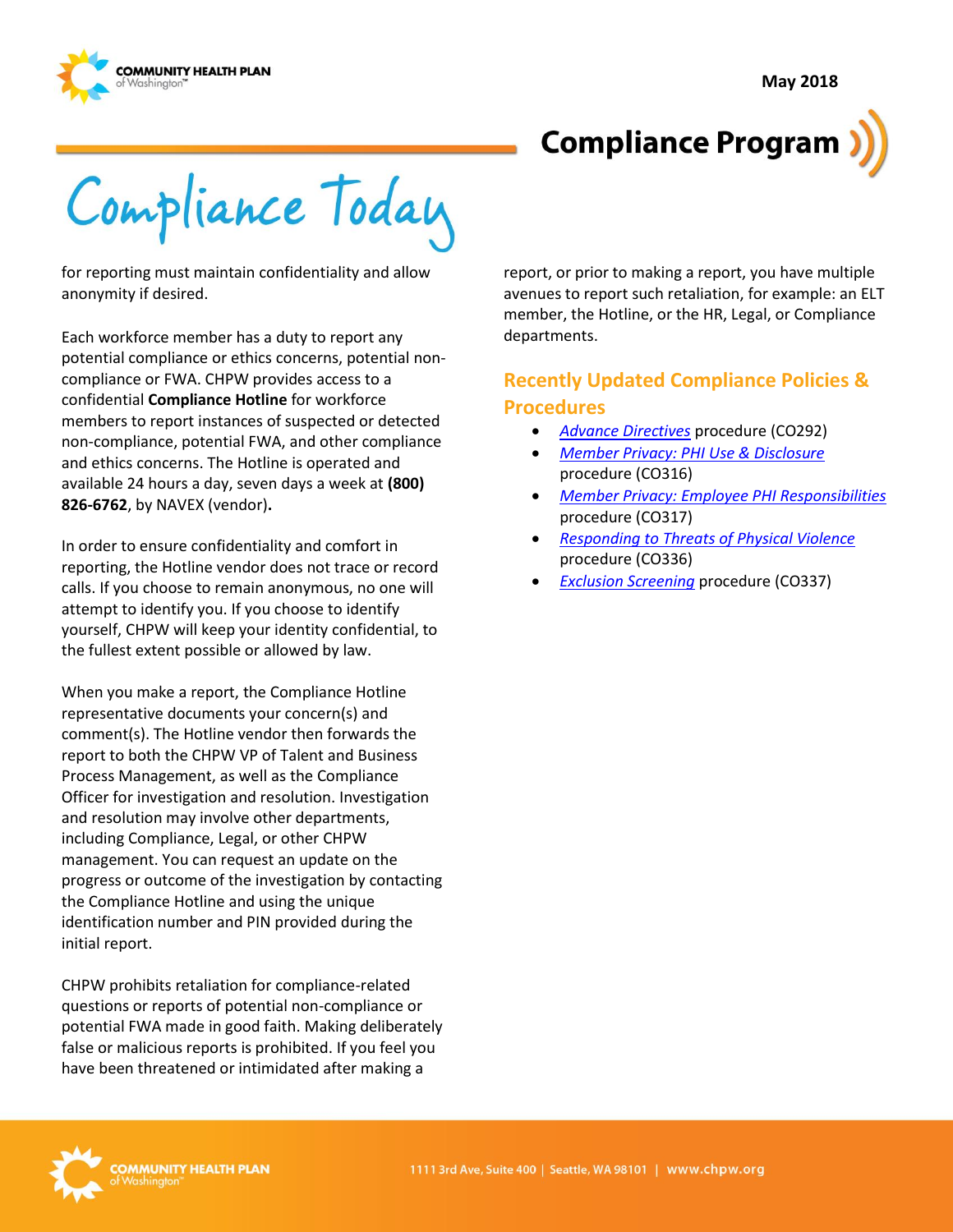for reporting must maintain confidentiality and allow anonymity if desired.

Each workforce member has a duty to report any potential compliance or ethics concerns, potential non-compliance or FWA. CHPW provides access to a confidential **Compliance Hotline** for workforce members to report instances of suspected or detected non-compliance, potential FWA, and other compliance and ethics concerns. The Hotline is operated and available 24 hours a day, seven days a week at **(800) 826-6762**, by NAVEX (vendor)**.**

In order to ensure confidentiality and comfort in reporting, the Hotline vendor does not trace or record calls. If you choose to remain anonymous, no one will attempt to identify you. If you choose to identify yourself, CHPW will keep your identity confidential, to the fullest extent possible or allowed by law.

When you make a report, the Compliance Hotline representative documents your concern(s) and comment(s). The Hotline vendor then forwards the report to both the CHPW VP of Talent and Business Process Management, as well as the Compliance Officer for investigation and resolution. Investigation and resolution may involve other departments, including Compliance, Legal, or other CHPW management. You can request an update on the progress or outcome of the investigation by contacting the Compliance Hotline and using the unique identification number and PIN provided during the initial report.

CHPW prohibits retaliation for compliance-related questions or reports of potential non-compliance or potential FWA made in good faith. Making deliberately false or malicious reports is prohibited. If you feel you have been threatened or intimidated after making a report, or prior to making a report, you have multiple avenues to report such retaliation, for example: an ELT member, the Hotline, or the HR, Legal, or Compliance departments.

## Recently Updated Compliance Policies & Procedures

- *Advance Directives* procedure (CO292)
- *Member Privacy: PHI Use & Disclosure* procedure (CO316)
- *Member Privacy: Employee PHI Responsibilities* procedure (CO317)
- *Responding to Threats of Physical Violence* procedure (CO336)
- *Exclusion Screening* procedure (CO337)